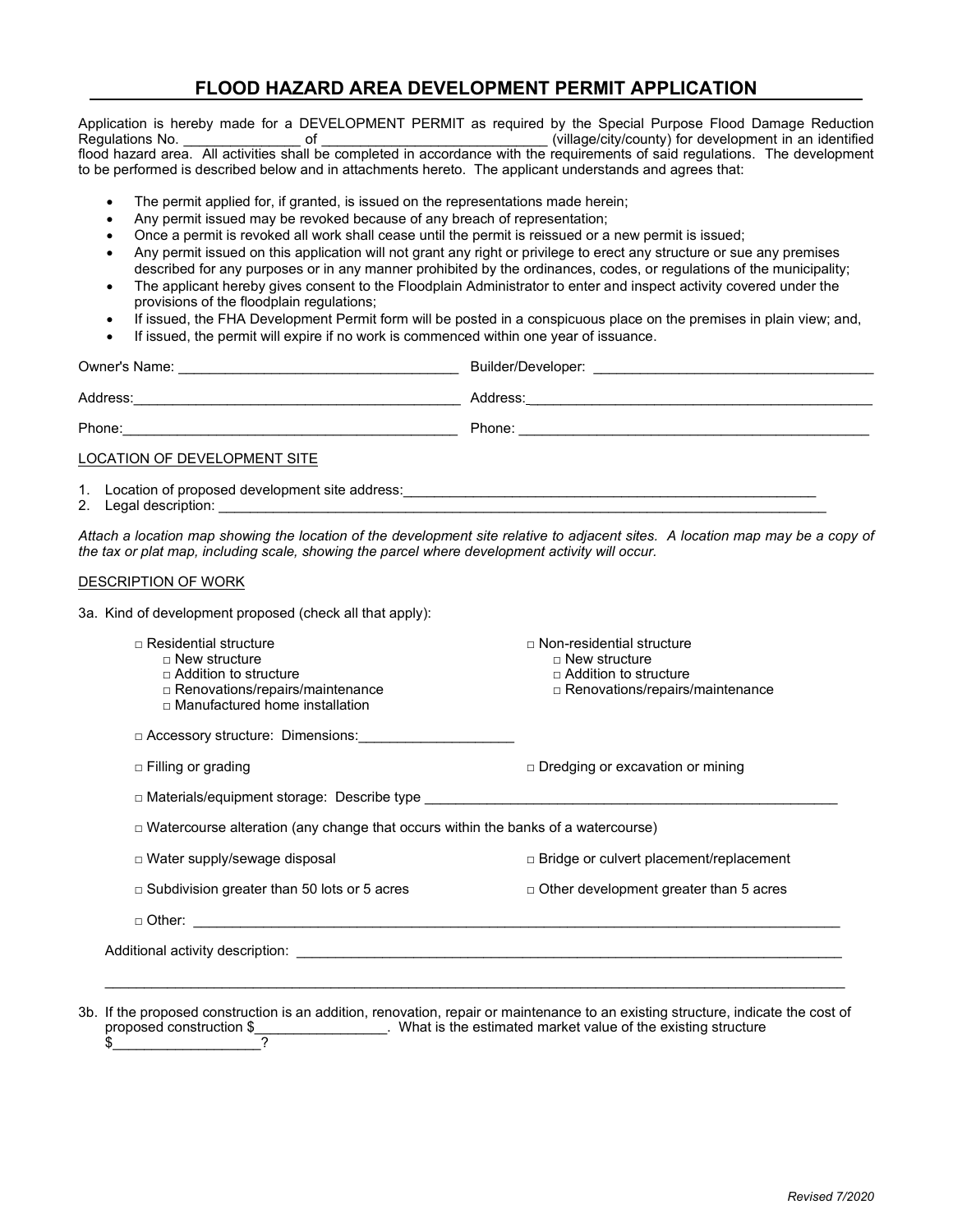# FLOOD HAZARD AREA DEVELOPMENT PERMIT APPLICATION

Application is hereby made for a DEVELOPMENT PERMIT as required by the Special Purpose Flood Damage Reduction Regulations No. ______________ of ____________________________ (village/city/county) for development in an identified flood hazard area. All activities shall be completed in accordance with the requirements of said regulations. The development to be performed is described below and in attachments hereto. The applicant understands and agrees that:

- The permit applied for, if granted, is issued on the representations made herein;
- Any permit issued may be revoked because of any breach of representation;
- Once a permit is revoked all work shall cease until the permit is reissued or a new permit is issued;
- Any permit issued on this application will not grant any right or privilege to erect any structure or sue any premises described for any purposes or in any manner prohibited by the ordinances, codes, or regulations of the municipality;
- The applicant hereby gives consent to the Floodplain Administrator to enter and inspect activity covered under the provisions of the floodplain regulations;
- If issued, the FHA Development Permit form will be posted in a conspicuous place on the premises in plain view; and,
- If issued, the permit will expire if no work is commenced within one year of issuance.

Owner's Name: ___________________________________ Builder/Developer: ___________________________________

Address:__________________________________________ Address:_____________________________________________

Phone:___________________________________________ Phone: _____________________________________________

LOCATION OF DEVELOPMENT SITE

1. Location of proposed development site address:_______________________________________________________
2. Legal description: _________________________________________________________________________________

*Attach a location map showing the location of the development site relative to adjacent sites. A location map may be a copy of the tax or plat map, including scale, showing the parcel where development activity will occur.*

DESCRIPTION OF WORK

3a. Kind of development proposed (check all that apply):

- □ Residential structure
  - □ New structure
  - □ Addition to structure
  - □ Renovations/repairs/maintenance
  - □ Manufactured home installation
- □ Non-residential structure
  - □ New structure
  - □ Addition to structure
  - □ Renovations/repairs/maintenance
- □ Accessory structure: Dimensions:___________________
- □ Filling or grading
- □ Dredging or excavation or mining
- □ Materials/equipment storage: Describe type _______________________________________________________
- □ Watercourse alteration (any change that occurs within the banks of a watercourse)
- □ Water supply/sewage disposal
- □ Bridge or culvert placement/replacement
- □ Subdivision greater than 50 lots or 5 acres
- □ Other development greater than 5 acres
- □ Other: _________________________________________________________________________________

Additional activity description: ________________________________________________________________________

_____________________________________________________________________________________________

3b. If the proposed construction is an addition, renovation, repair or maintenance to an existing structure, indicate the cost of proposed construction $________________. What is the estimated market value of the existing structure $___________________?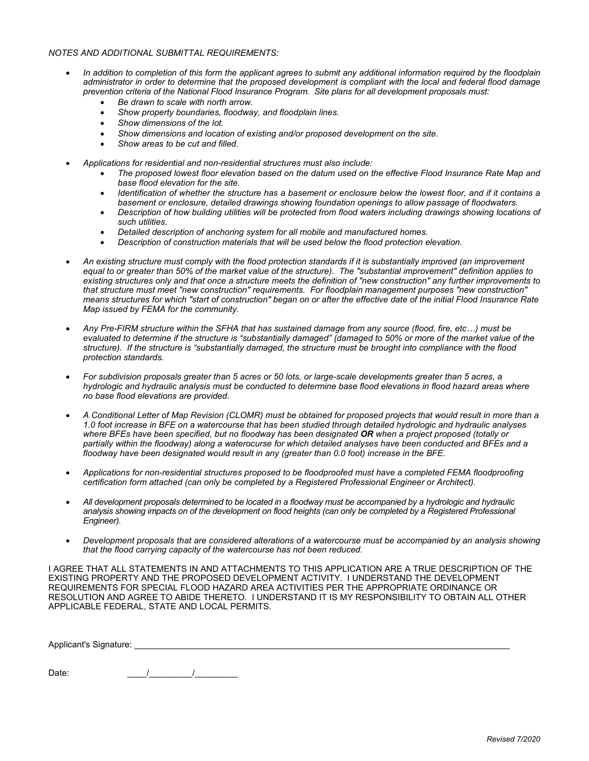*NOTES AND ADDITIONAL SUBMITTAL REQUIREMENTS:*

- *In addition to completion of this form the applicant agrees to submit any additional information required by the floodplain administrator in order to determine that the proposed development is compliant with the local and federal flood damage prevention criteria of the National Flood Insurance Program. Site plans for all development proposals must:*
    - *Be drawn to scale with north arrow.*
    - *Show property boundaries, floodway, and floodplain lines.*
    - *Show dimensions of the lot.*
    - *Show dimensions and location of existing and/or proposed development on the site.*
    - *Show areas to be cut and filled.*

- *Applications for residential and non-residential structures must also include:*
    - *The proposed lowest floor elevation based on the datum used on the effective Flood Insurance Rate Map and base flood elevation for the site.*
    - *Identification of whether the structure has a basement or enclosure below the lowest floor, and if it contains a basement or enclosure, detailed drawings showing foundation openings to allow passage of floodwaters.*
    - *Description of how building utilities will be protected from flood waters including drawings showing locations of such utilities.*
    - *Detailed description of anchoring system for all mobile and manufactured homes.*
    - *Description of construction materials that will be used below the flood protection elevation.*

- *An existing structure must comply with the flood protection standards if it is substantially improved (an improvement equal to or greater than 50% of the market value of the structure). The "substantial improvement" definition applies to existing structures only and that once a structure meets the definition of "new construction" any further improvements to that structure must meet "new construction" requirements. For floodplain management purposes "new construction" means structures for which "start of construction" began on or after the effective date of the initial Flood Insurance Rate Map issued by FEMA for the community.*

- *Any Pre-FIRM structure within the SFHA that has sustained damage from any source (flood, fire, etc…) must be evaluated to determine if the structure is "substantially damaged" (damaged to 50% or more of the market value of the structure). If the structure is "substantially damaged, the structure must be brought into compliance with the flood protection standards.*

- *For subdivision proposals greater than 5 acres or 50 lots, or large-scale developments greater than 5 acres, a hydrologic and hydraulic analysis must be conducted to determine base flood elevations in flood hazard areas where no base flood elevations are provided.*

- *A Conditional Letter of Map Revision (CLOMR) must be obtained for proposed projects that would result in more than a 1.0 foot increase in BFE on a watercourse that has been studied through detailed hydrologic and hydraulic analyses where BFEs have been specified, but no floodway has been designated* ***OR*** *when a project proposed (totally or partially within the floodway) along a waterocurse for which detailed analyses have been conducted and BFEs and a floodway have been designated would result in any (greater than 0.0 foot) increase in the BFE.*

- *Applications for non-residential structures proposed to be floodproofed must have a completed FEMA floodproofing certification form attached (can only be completed by a Registered Professional Engineer or Architect).*

- *All development proposals determined to be located in a floodway must be accompanied by a hydrologic and hydraulic analysis showing impacts on of the development on flood heights (can only be completed by a Registered Professional Engineer).*

- *Development proposals that are considered alterations of a watercourse must be accompanied by an analysis showing that the flood carrying capacity of the watercourse has not been reduced.*

I AGREE THAT ALL STATEMENTS IN AND ATTACHMENTS TO THIS APPLICATION ARE A TRUE DESCRIPTION OF THE EXISTING PROPERTY AND THE PROPOSED DEVELOPMENT ACTIVITY. I UNDERSTAND THE DEVELOPMENT REQUIREMENTS FOR SPECIAL FLOOD HAZARD AREA ACTIVITIES PER THE APPROPRIATE ORDINANCE OR RESOLUTION AND AGREE TO ABIDE THERETO. I UNDERSTAND IT IS MY RESPONSIBILITY TO OBTAIN ALL OTHER APPLICABLE FEDERAL, STATE AND LOCAL PERMITS.

Applicant's Signature: ____________________________________________________________________________

Date: ____/_________/_________

*Revised 7/2020*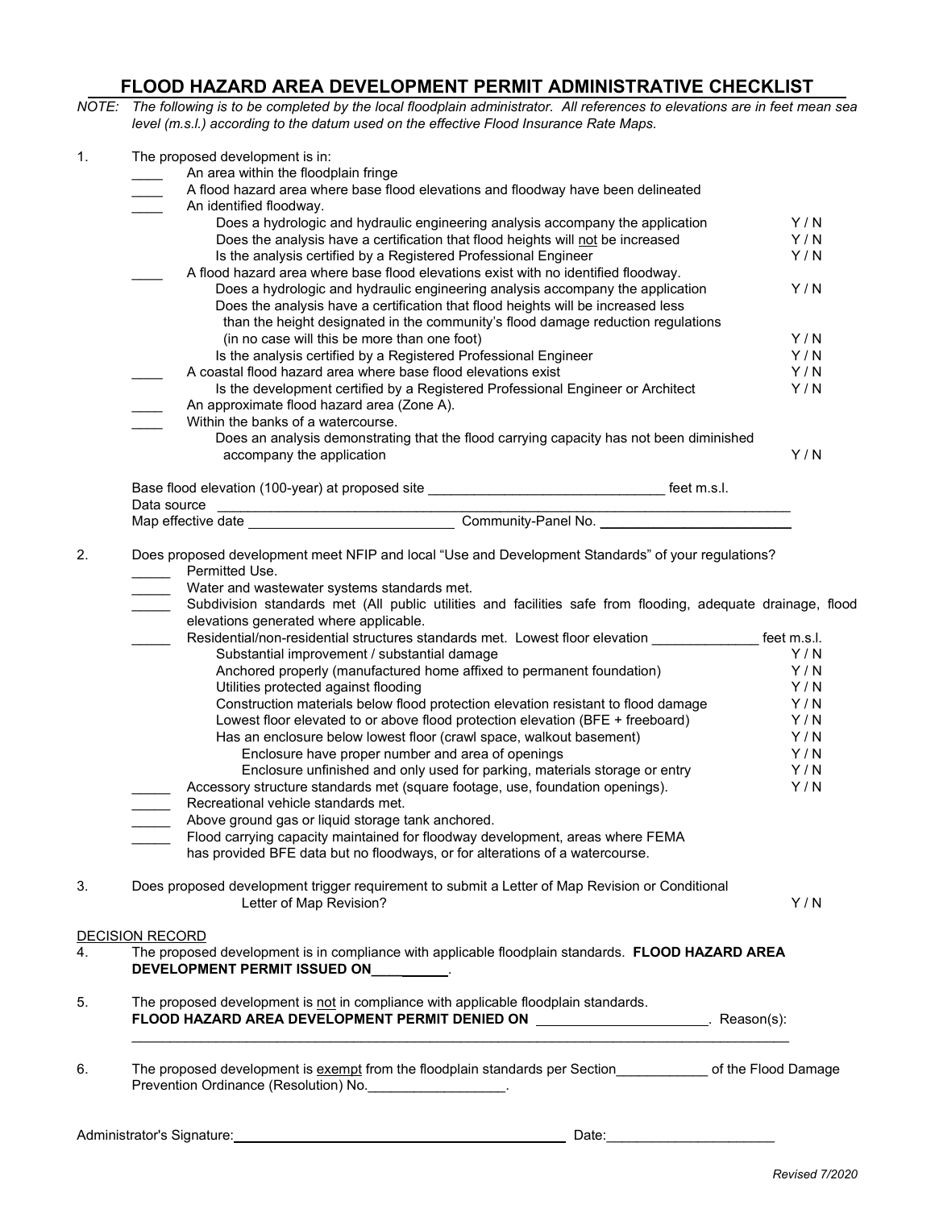# FLOOD HAZARD AREA DEVELOPMENT PERMIT ADMINISTRATIVE CHECKLIST

*NOTE: The following is to be completed by the local floodplain administrator. All references to elevations are in feet mean sea level (m.s.l.) according to the datum used on the effective Flood Insurance Rate Maps.*

1. The proposed development is in:
   - ____ An area within the floodplain fringe
   - ____ A flood hazard area where base flood elevations and floodway have been delineated
   - ____ An identified floodway.
     - Does a hydrologic and hydraulic engineering analysis accompany the application — Y / N
     - Does the analysis have a certification that flood heights will not be increased — Y / N
     - Is the analysis certified by a Registered Professional Engineer — Y / N
   - ____ A flood hazard area where base flood elevations exist with no identified floodway.
     - Does a hydrologic and hydraulic engineering analysis accompany the application — Y / N
     - Does the analysis have a certification that flood heights will be increased less than the height designated in the community's flood damage reduction regulations (in no case will this be more than one foot) — Y / N
     - Is the analysis certified by a Registered Professional Engineer — Y / N
   - ____ A coastal flood hazard area where base flood elevations exist — Y / N
     - Is the development certified by a Registered Professional Engineer or Architect — Y / N
   - ____ An approximate flood hazard area (Zone A).
   - ____ Within the banks of a watercourse.
     - Does an analysis demonstrating that the flood carrying capacity has not been diminished accompany the application — Y / N

   Base flood elevation (100-year) at proposed site ______________________________ feet m.s.l.

   Data source ______________________________________________________________

   Map effective date __________________________ Community-Panel No. __________________________

2. Does proposed development meet NFIP and local "Use and Development Standards" of your regulations?
   - _____ Permitted Use.
   - _____ Water and wastewater systems standards met.
   - _____ Subdivision standards met (All public utilities and facilities safe from flooding, adequate drainage, flood elevations generated where applicable.
   - _____ Residential/non-residential structures standards met. Lowest floor elevation ______________ feet m.s.l.
     - Substantial improvement / substantial damage — Y / N
     - Anchored properly (manufactured home affixed to permanent foundation) — Y / N
     - Utilities protected against flooding — Y / N
     - Construction materials below flood protection elevation resistant to flood damage — Y / N
     - Lowest floor elevated to or above flood protection elevation (BFE + freeboard) — Y / N
     - Has an enclosure below lowest floor (crawl space, walkout basement) — Y / N
       - Enclosure have proper number and area of openings — Y / N
       - Enclosure unfinished and only used for parking, materials storage or entry — Y / N
   - _____ Accessory structure standards met (square footage, use, foundation openings). — Y / N
   - _____ Recreational vehicle standards met.
   - _____ Above ground gas or liquid storage tank anchored.
   - _____ Flood carrying capacity maintained for floodway development, areas where FEMA has provided BFE data but no floodways, or for alterations of a watercourse.

3. Does proposed development trigger requirement to submit a Letter of Map Revision or Conditional Letter of Map Revision? — Y / N

DECISION RECORD

4. The proposed development is in compliance with applicable floodplain standards. **FLOOD HAZARD AREA DEVELOPMENT PERMIT ISSUED ON__________.**

5. The proposed development is not in compliance with applicable floodplain standards. **FLOOD HAZARD AREA DEVELOPMENT PERMIT DENIED ON** ______________________. Reason(s):
   ____________________________________________________________________________________

6. The proposed development is exempt from the floodplain standards per Section____________ of the Flood Damage Prevention Ordinance (Resolution) No.__________________.

Administrator's Signature:_____________________________________________ Date:______________________

*Revised 7/2020*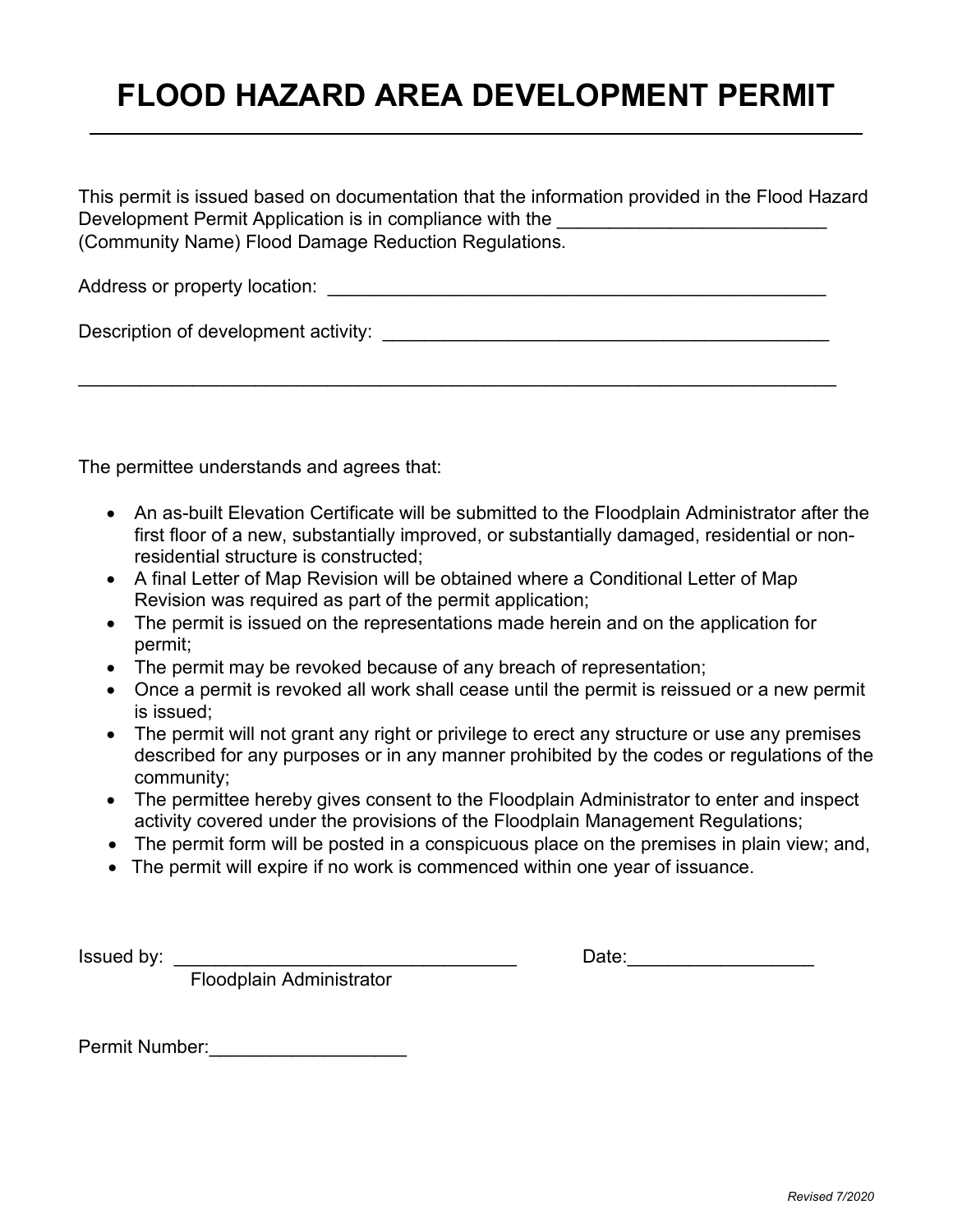# FLOOD HAZARD AREA DEVELOPMENT PERMIT

This permit is issued based on documentation that the information provided in the Flood Hazard Development Permit Application is in compliance with the __________________________ (Community Name) Flood Damage Reduction Regulations.

Address or property location: __________________________________________________

Description of development activity: _____________________________________________

___________________________________________________________________________

The permittee understands and agrees that:

- An as-built Elevation Certificate will be submitted to the Floodplain Administrator after the first floor of a new, substantially improved, or substantially damaged, residential or non-residential structure is constructed;
- A final Letter of Map Revision will be obtained where a Conditional Letter of Map Revision was required as part of the permit application;
- The permit is issued on the representations made herein and on the application for permit;
- The permit may be revoked because of any breach of representation;
- Once a permit is revoked all work shall cease until the permit is reissued or a new permit is issued;
- The permit will not grant any right or privilege to erect any structure or use any premises described for any purposes or in any manner prohibited by the codes or regulations of the community;
- The permittee hereby gives consent to the Floodplain Administrator to enter and inspect activity covered under the provisions of the Floodplain Management Regulations;
- The permit form will be posted in a conspicuous place on the premises in plain view; and,
- The permit will expire if no work is commenced within one year of issuance.

Issued by: __________________________________ Date:__________________
Floodplain Administrator

Permit Number:___________________

*Revised 7/2020*